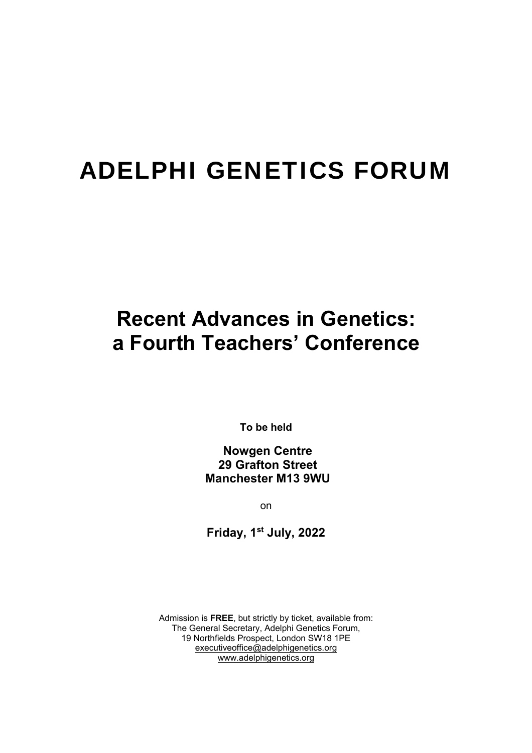# ADELPHI GENETICS FORUM

## Recent Advances in Genetics: a Fourth Teachers' Conference

**To be held**

**Nowgen Centre**
**29 Grafton Street**
**Manchester M13 9WU**

on

**Friday, 1st July, 2022**

Admission is **FREE**, but strictly by ticket, available from:
The General Secretary, Adelphi Genetics Forum,
19 Northfields Prospect, London SW18 1PE
executiveoffice@adelphigenetics.org
www.adelphigenetics.org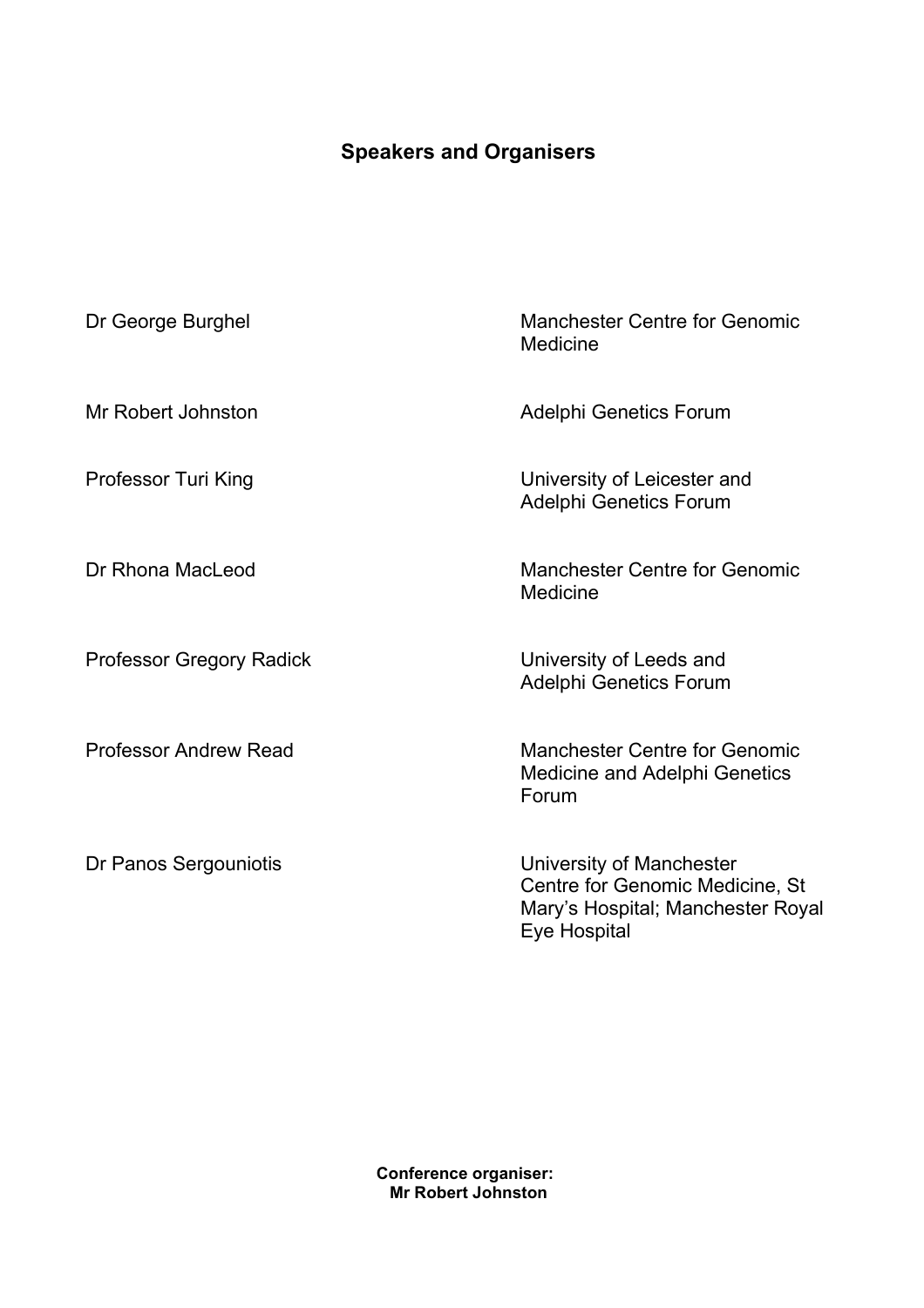## Speakers and Organisers

| | |
|---|---|
| Dr George Burghel | Manchester Centre for Genomic Medicine |
| Mr Robert Johnston | Adelphi Genetics Forum |
| Professor Turi King | University of Leicester and Adelphi Genetics Forum |
| Dr Rhona MacLeod | Manchester Centre for Genomic Medicine |
| Professor Gregory Radick | University of Leeds and Adelphi Genetics Forum |
| Professor Andrew Read | Manchester Centre for Genomic Medicine and Adelphi Genetics Forum |
| Dr Panos Sergouniotis | University of Manchester Centre for Genomic Medicine, St Mary's Hospital; Manchester Royal Eye Hospital |

**Conference organiser:**
**Mr Robert Johnston**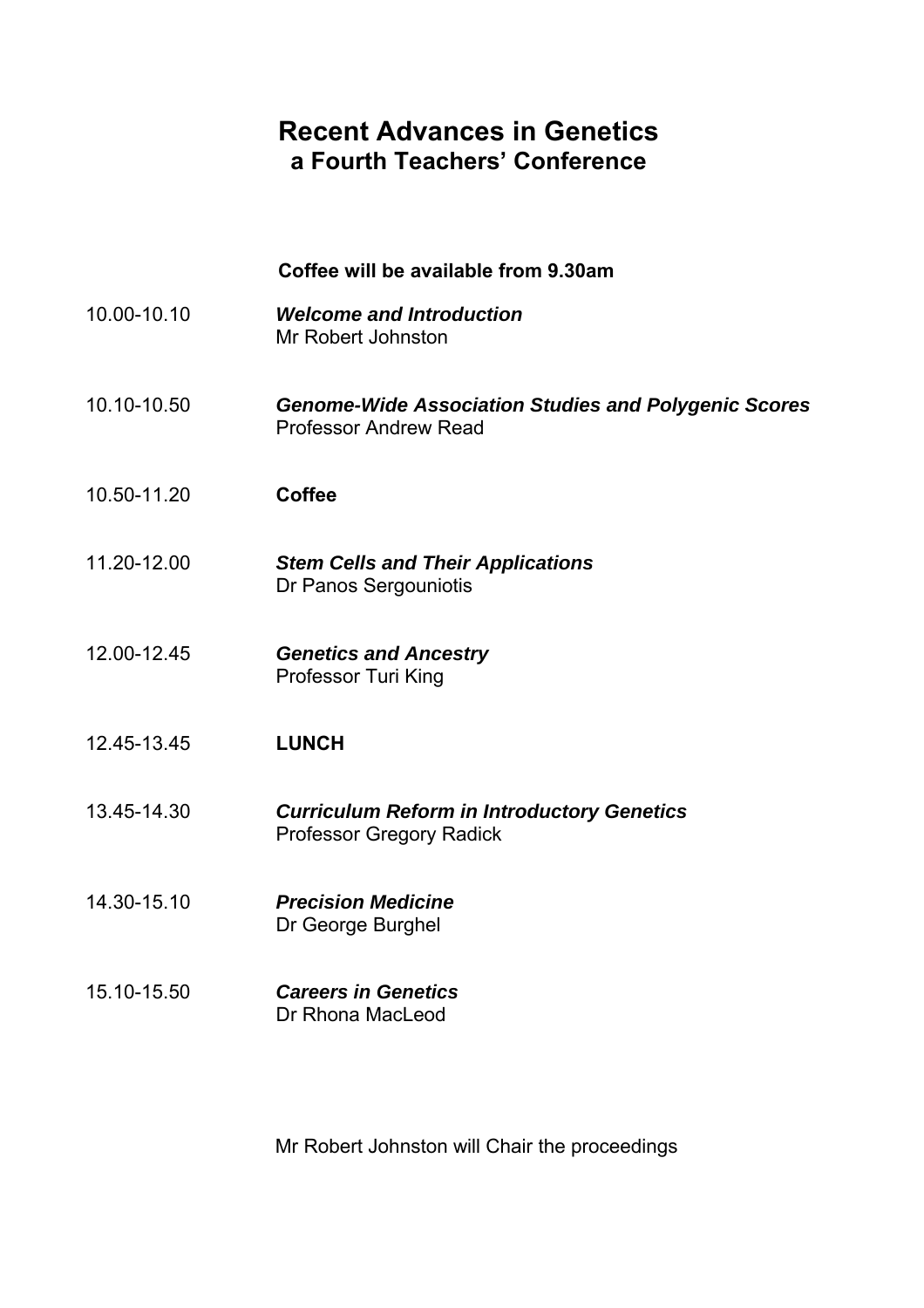# Recent Advances in Genetics
## a Fourth Teachers' Conference

**Coffee will be available from 9.30am**

| | |
|---|---|
| 10.00-10.10 | ***Welcome and Introduction***<br>Mr Robert Johnston |
| 10.10-10.50 | ***Genome-Wide Association Studies and Polygenic Scores***<br>Professor Andrew Read |
| 10.50-11.20 | **Coffee** |
| 11.20-12.00 | ***Stem Cells and Their Applications***<br>Dr Panos Sergouniotis |
| 12.00-12.45 | ***Genetics and Ancestry***<br>Professor Turi King |
| 12.45-13.45 | **LUNCH** |
| 13.45-14.30 | ***Curriculum Reform in Introductory Genetics***<br>Professor Gregory Radick |
| 14.30-15.10 | ***Precision Medicine***<br>Dr George Burghel |
| 15.10-15.50 | ***Careers in Genetics***<br>Dr Rhona MacLeod |

Mr Robert Johnston will Chair the proceedings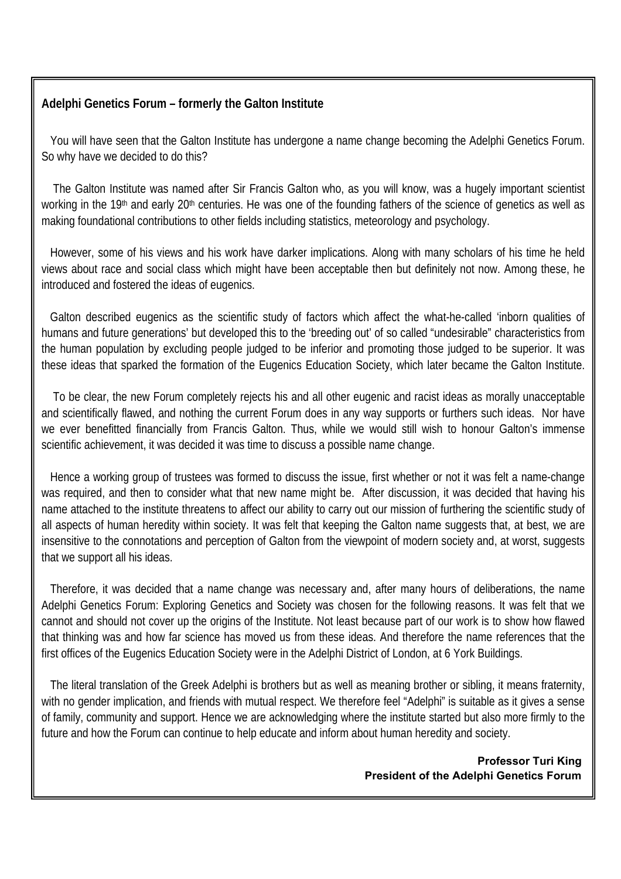**Adelphi Genetics Forum – formerly the Galton Institute**

You will have seen that the Galton Institute has undergone a name change becoming the Adelphi Genetics Forum. So why have we decided to do this?

The Galton Institute was named after Sir Francis Galton who, as you will know, was a hugely important scientist working in the 19th and early 20th centuries. He was one of the founding fathers of the science of genetics as well as making foundational contributions to other fields including statistics, meteorology and psychology.

However, some of his views and his work have darker implications. Along with many scholars of his time he held views about race and social class which might have been acceptable then but definitely not now. Among these, he introduced and fostered the ideas of eugenics.

Galton described eugenics as the scientific study of factors which affect the what-he-called 'inborn qualities of humans and future generations' but developed this to the 'breeding out' of so called "undesirable" characteristics from the human population by excluding people judged to be inferior and promoting those judged to be superior. It was these ideas that sparked the formation of the Eugenics Education Society, which later became the Galton Institute.

To be clear, the new Forum completely rejects his and all other eugenic and racist ideas as morally unacceptable and scientifically flawed, and nothing the current Forum does in any way supports or furthers such ideas. Nor have we ever benefitted financially from Francis Galton. Thus, while we would still wish to honour Galton's immense scientific achievement, it was decided it was time to discuss a possible name change.

Hence a working group of trustees was formed to discuss the issue, first whether or not it was felt a name-change was required, and then to consider what that new name might be. After discussion, it was decided that having his name attached to the institute threatens to affect our ability to carry out our mission of furthering the scientific study of all aspects of human heredity within society. It was felt that keeping the Galton name suggests that, at best, we are insensitive to the connotations and perception of Galton from the viewpoint of modern society and, at worst, suggests that we support all his ideas.

Therefore, it was decided that a name change was necessary and, after many hours of deliberations, the name Adelphi Genetics Forum: Exploring Genetics and Society was chosen for the following reasons. It was felt that we cannot and should not cover up the origins of the Institute. Not least because part of our work is to show how flawed that thinking was and how far science has moved us from these ideas. And therefore the name references that the first offices of the Eugenics Education Society were in the Adelphi District of London, at 6 York Buildings.

The literal translation of the Greek Adelphi is brothers but as well as meaning brother or sibling, it means fraternity, with no gender implication, and friends with mutual respect. We therefore feel "Adelphi" is suitable as it gives a sense of family, community and support. Hence we are acknowledging where the institute started but also more firmly to the future and how the Forum can continue to help educate and inform about human heredity and society.

**Professor Turi King**
**President of the Adelphi Genetics Forum**